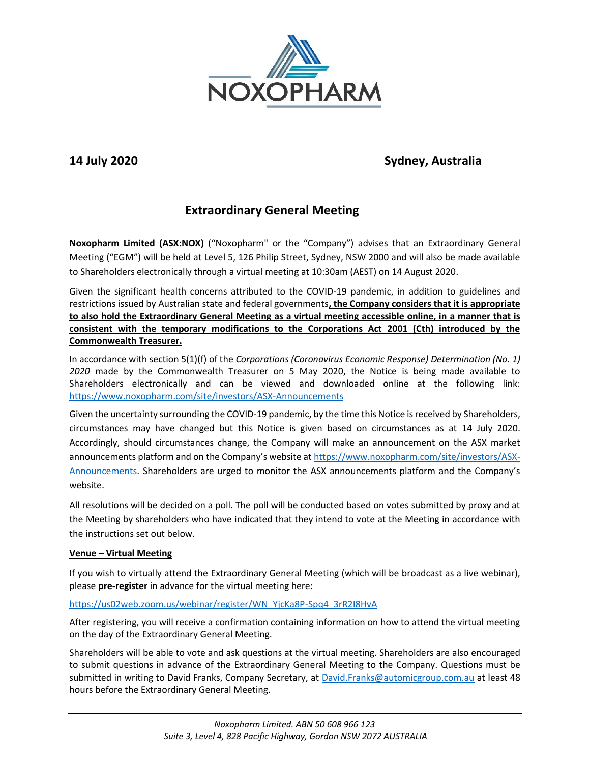NOXOPHARM

**14 July 2020** **Sydney, Australia**

# Extraordinary General Meeting

**Noxopharm Limited (ASX:NOX)** ("Noxopharm" or the "Company") advises that an Extraordinary General Meeting ("EGM") will be held at Level 5, 126 Philip Street, Sydney, NSW 2000 and will also be made available to Shareholders electronically through a virtual meeting at 10:30am (AEST) on 14 August 2020.

Given the significant health concerns attributed to the COVID-19 pandemic, in addition to guidelines and restrictions issued by Australian state and federal governments**, the Company considers that it is appropriate to also hold the Extraordinary General Meeting as a virtual meeting accessible online, in a manner that is consistent with the temporary modifications to the Corporations Act 2001 (Cth) introduced by the Commonwealth Treasurer.**

In accordance with section 5(1)(f) of the *Corporations (Coronavirus Economic Response) Determination (No. 1) 2020* made by the Commonwealth Treasurer on 5 May 2020, the Notice is being made available to Shareholders electronically and can be viewed and downloaded online at the following link: https://www.noxopharm.com/site/investors/ASX-Announcements

Given the uncertainty surrounding the COVID-19 pandemic, by the time this Notice is received by Shareholders, circumstances may have changed but this Notice is given based on circumstances as at 14 July 2020. Accordingly, should circumstances change, the Company will make an announcement on the ASX market announcements platform and on the Company's website at https://www.noxopharm.com/site/investors/ASX-Announcements. Shareholders are urged to monitor the ASX announcements platform and the Company's website.

All resolutions will be decided on a poll. The poll will be conducted based on votes submitted by proxy and at the Meeting by shareholders who have indicated that they intend to vote at the Meeting in accordance with the instructions set out below.

**Venue – Virtual Meeting**

If you wish to virtually attend the Extraordinary General Meeting (which will be broadcast as a live webinar), please **pre-register** in advance for the virtual meeting here:

https://us02web.zoom.us/webinar/register/WN_YjcKa8P-Spq4_3rR2I8HvA

After registering, you will receive a confirmation containing information on how to attend the virtual meeting on the day of the Extraordinary General Meeting.

Shareholders will be able to vote and ask questions at the virtual meeting. Shareholders are also encouraged to submit questions in advance of the Extraordinary General Meeting to the Company. Questions must be submitted in writing to David Franks, Company Secretary, at David.Franks@automicgroup.com.au at least 48 hours before the Extraordinary General Meeting.

*Noxopharm Limited. ABN 50 608 966 123*
*Suite 3, Level 4, 828 Pacific Highway, Gordon NSW 2072 AUSTRALIA*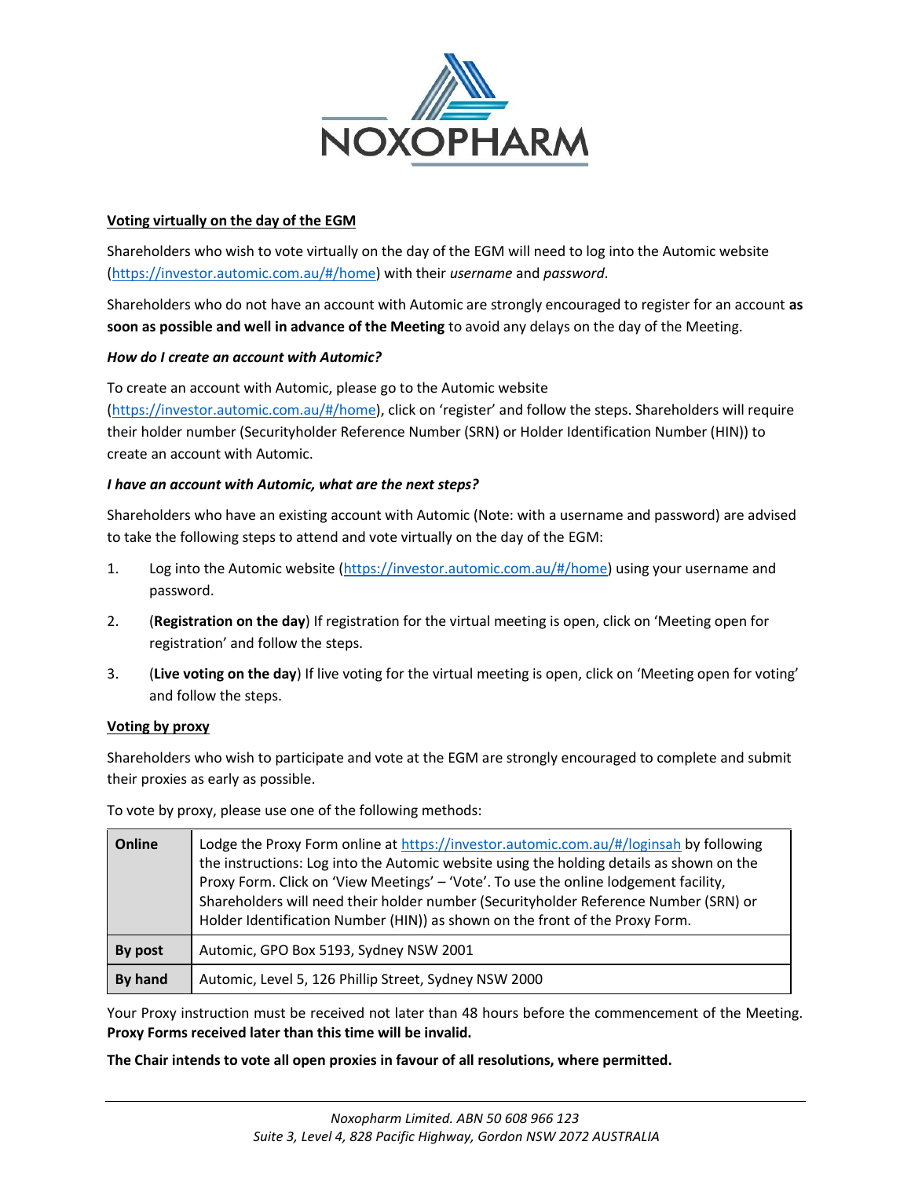**Voting virtually on the day of the EGM**

Shareholders who wish to vote virtually on the day of the EGM will need to log into the Automic website (https://investor.automic.com.au/#/home) with their *username* and *password*.

Shareholders who do not have an account with Automic are strongly encouraged to register for an account **as soon as possible and well in advance of the Meeting** to avoid any delays on the day of the Meeting.

***How do I create an account with Automic?***

To create an account with Automic, please go to the Automic website (https://investor.automic.com.au/#/home), click on 'register' and follow the steps. Shareholders will require their holder number (Securityholder Reference Number (SRN) or Holder Identification Number (HIN)) to create an account with Automic.

***I have an account with Automic, what are the next steps?***

Shareholders who have an existing account with Automic (Note: with a username and password) are advised to take the following steps to attend and vote virtually on the day of the EGM:

1. Log into the Automic website (https://investor.automic.com.au/#/home) using your username and password.
2. (**Registration on the day**) If registration for the virtual meeting is open, click on 'Meeting open for registration' and follow the steps.
3. (**Live voting on the day**) If live voting for the virtual meeting is open, click on 'Meeting open for voting' and follow the steps.

**Voting by proxy**

Shareholders who wish to participate and vote at the EGM are strongly encouraged to complete and submit their proxies as early as possible.

To vote by proxy, please use one of the following methods:

| | |
|---|---|
| **Online** | Lodge the Proxy Form online at https://investor.automic.com.au/#/loginsah by following the instructions: Log into the Automic website using the holding details as shown on the Proxy Form. Click on 'View Meetings' – 'Vote'. To use the online lodgement facility, Shareholders will need their holder number (Securityholder Reference Number (SRN) or Holder Identification Number (HIN)) as shown on the front of the Proxy Form. |
| **By post** | Automic, GPO Box 5193, Sydney NSW 2001 |
| **By hand** | Automic, Level 5, 126 Phillip Street, Sydney NSW 2000 |

Your Proxy instruction must be received not later than 48 hours before the commencement of the Meeting. **Proxy Forms received later than this time will be invalid.**

**The Chair intends to vote all open proxies in favour of all resolutions, where permitted.**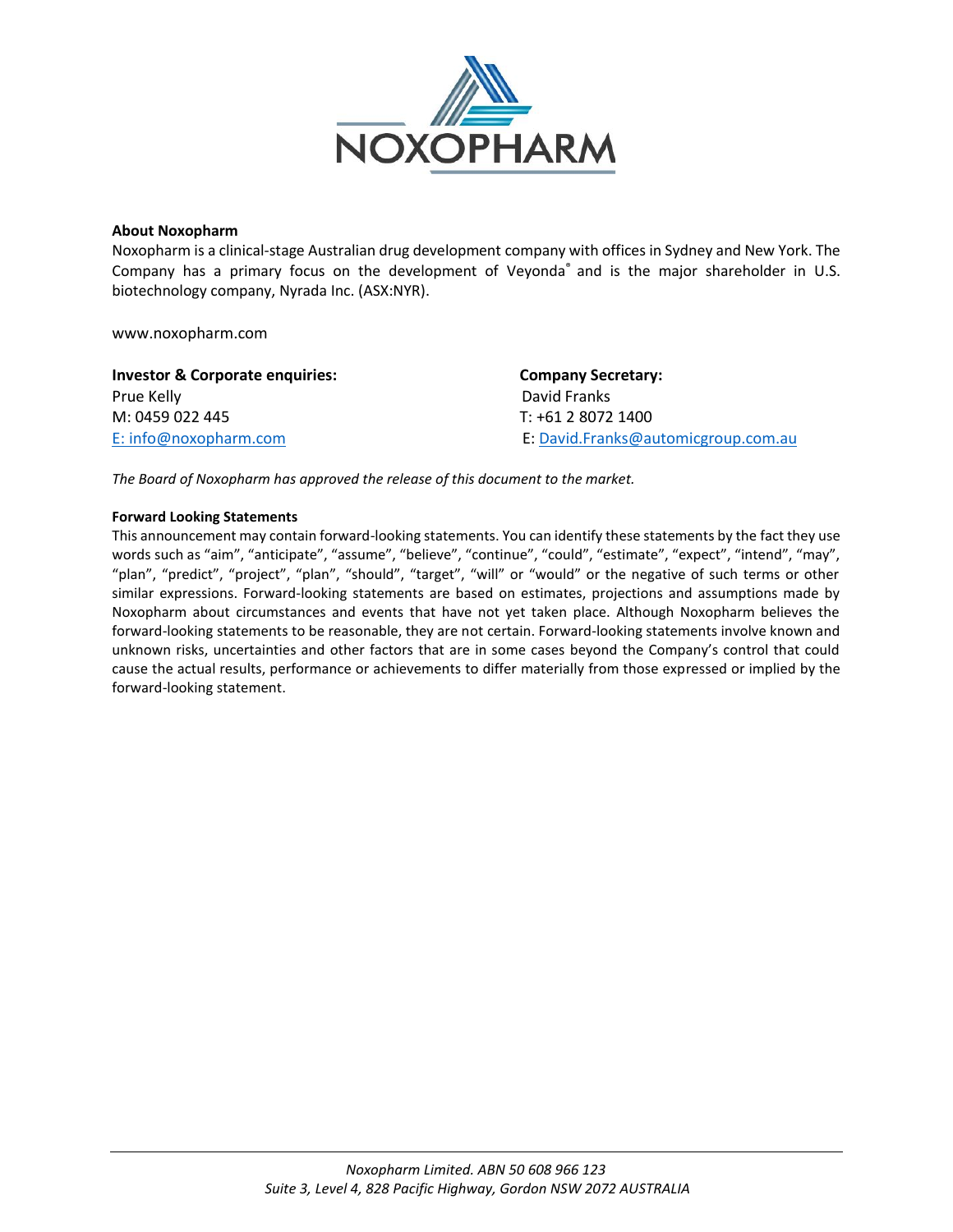**About Noxopharm**

Noxopharm is a clinical-stage Australian drug development company with offices in Sydney and New York. The Company has a primary focus on the development of Veyonda® and is the major shareholder in U.S. biotechnology company, Nyrada Inc. (ASX:NYR).

www.noxopharm.com

**Investor & Corporate enquiries:**
Prue Kelly
M: 0459 022 445
E: info@noxopharm.com

**Company Secretary:**
David Franks
T: +61 2 8072 1400
E: David.Franks@automicgroup.com.au

*The Board of Noxopharm has approved the release of this document to the market.*

**Forward Looking Statements**

This announcement may contain forward-looking statements. You can identify these statements by the fact they use words such as "aim", "anticipate", "assume", "believe", "continue", "could", "estimate", "expect", "intend", "may", "plan", "predict", "project", "plan", "should", "target", "will" or "would" or the negative of such terms or other similar expressions. Forward-looking statements are based on estimates, projections and assumptions made by Noxopharm about circumstances and events that have not yet taken place. Although Noxopharm believes the forward-looking statements to be reasonable, they are not certain. Forward-looking statements involve known and unknown risks, uncertainties and other factors that are in some cases beyond the Company's control that could cause the actual results, performance or achievements to differ materially from those expressed or implied by the forward-looking statement.

*Noxopharm Limited. ABN 50 608 966 123*
*Suite 3, Level 4, 828 Pacific Highway, Gordon NSW 2072 AUSTRALIA*